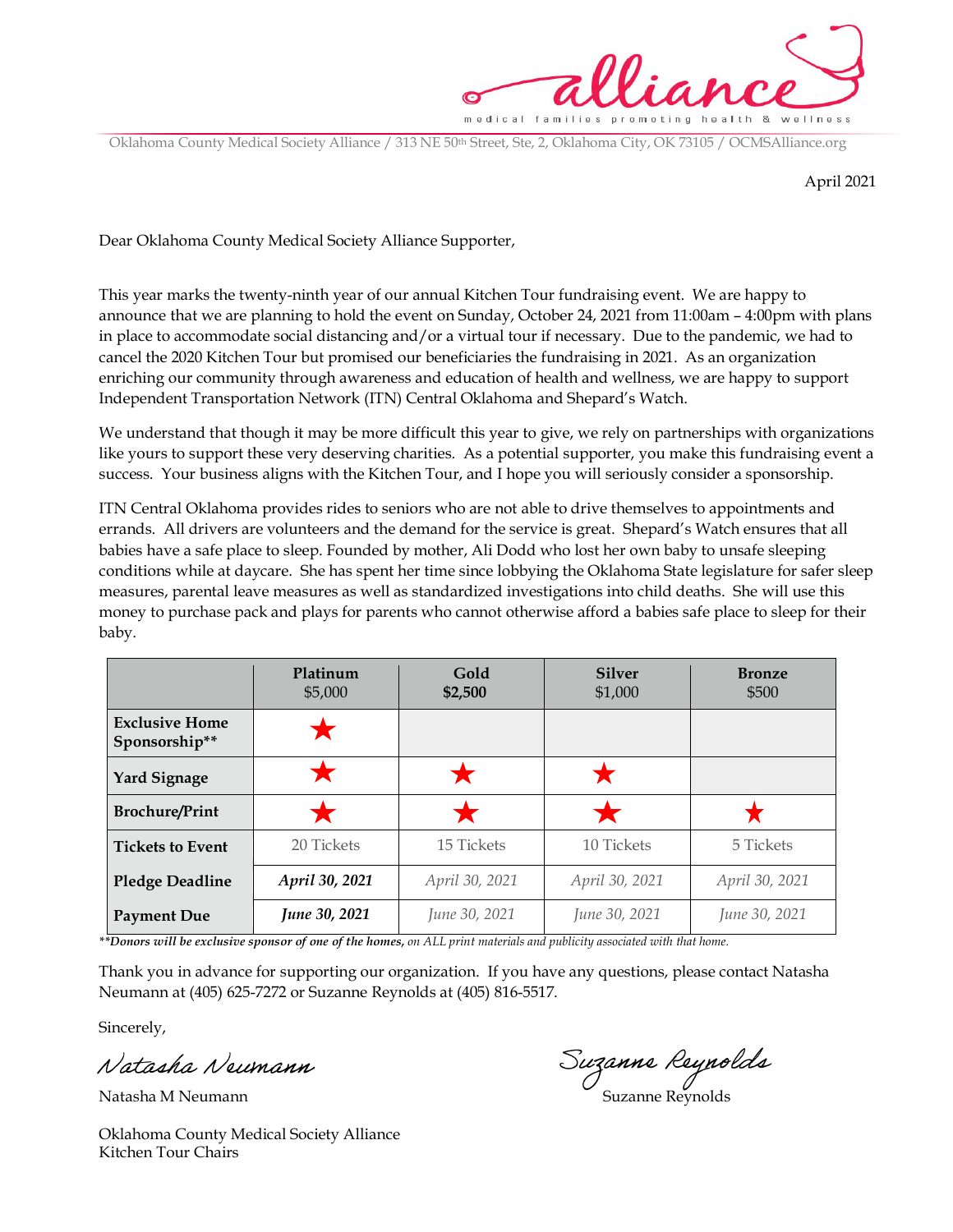alliance

medical families promoting health & wellness

Oklahoma County Medical Society Alliance / 313 NE 50th Street, Ste, 2, Oklahoma City, OK 73105 / OCMSAlliance.org

April 2021

Dear Oklahoma County Medical Society Alliance Supporter,

This year marks the twenty-ninth year of our annual Kitchen Tour fundraising event. We are happy to announce that we are planning to hold the event on Sunday, October 24, 2021 from 11:00am – 4:00pm with plans in place to accommodate social distancing and/or a virtual tour if necessary. Due to the pandemic, we had to cancel the 2020 Kitchen Tour but promised our beneficiaries the fundraising in 2021. As an organization enriching our community through awareness and education of health and wellness, we are happy to support Independent Transportation Network (ITN) Central Oklahoma and Shepard's Watch.

We understand that though it may be more difficult this year to give, we rely on partnerships with organizations like yours to support these very deserving charities. As a potential supporter, you make this fundraising event a success. Your business aligns with the Kitchen Tour, and I hope you will seriously consider a sponsorship.

ITN Central Oklahoma provides rides to seniors who are not able to drive themselves to appointments and errands. All drivers are volunteers and the demand for the service is great. Shepard's Watch ensures that all babies have a safe place to sleep. Founded by mother, Ali Dodd who lost her own baby to unsafe sleeping conditions while at daycare. She has spent her time since lobbying the Oklahoma State legislature for safer sleep measures, parental leave measures as well as standardized investigations into child deaths. She will use this money to purchase pack and plays for parents who cannot otherwise afford a babies safe place to sleep for their baby.

| | **Platinum** $5,000 | **Gold** **$2,500** | **Silver** $1,000 | **Bronze** $500 |
|---|---|---|---|---|
| **Exclusive Home Sponsorship**** | ★ | | | |
| **Yard Signage** | ★ | ★ | ★ | |
| **Brochure/Print** | ★ | ★ | ★ | ★ |
| **Tickets to Event** | 20 Tickets | 15 Tickets | 10 Tickets | 5 Tickets |
| **Pledge Deadline** | ***April 30, 2021*** | *April 30, 2021* | *April 30, 2021* | *April 30, 2021* |
| **Payment Due** | ***June 30, 2021*** | *June 30, 2021* | *June 30, 2021* | *June 30, 2021* |

***\*\*Donors will be exclusive sponsor of one of the homes,*** *on ALL print materials and publicity associated with that home.*

Thank you in advance for supporting our organization. If you have any questions, please contact Natasha Neumann at (405) 625-7272 or Suzanne Reynolds at (405) 816-5517.

Sincerely,

*Natasha Neumann*

Natasha M Neumann

*Suzanne Reynolds*

Suzanne Reynolds

Oklahoma County Medical Society Alliance
Kitchen Tour Chairs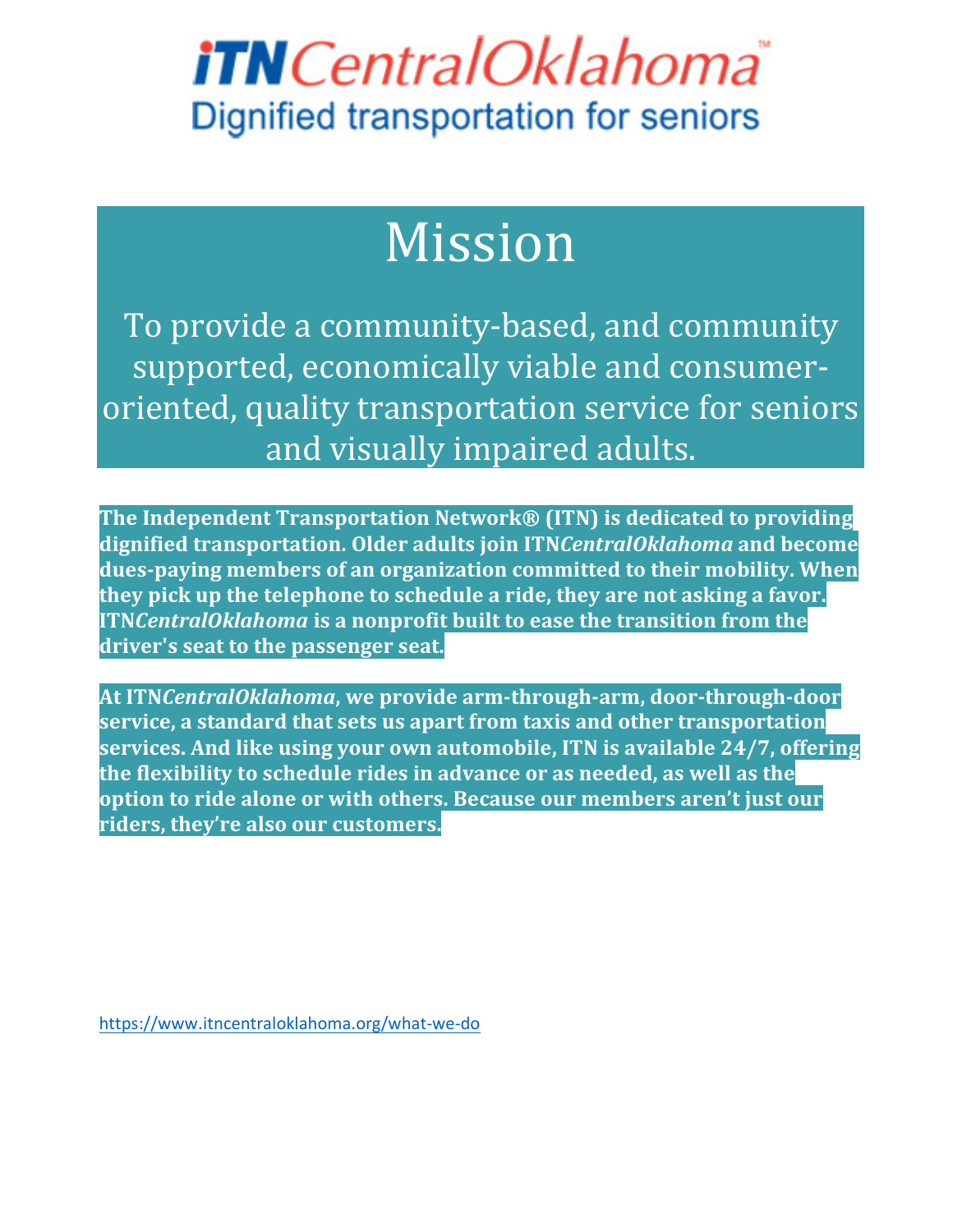# *iTN* *CentralOklahoma*™

Dignified transportation for seniors

## Mission

To provide a community-based, and community supported, economically viable and consumer-oriented, quality transportation service for seniors and visually impaired adults.

**The Independent Transportation Network® (ITN) is dedicated to providing dignified transportation. Older adults join ITN*CentralOklahoma* and become dues-paying members of an organization committed to their mobility. When they pick up the telephone to schedule a ride, they are not asking a favor. ITN*CentralOklahoma* is a nonprofit built to ease the transition from the driver's seat to the passenger seat.**

**At ITN*CentralOklahoma*, we provide arm-through-arm, door-through-door service, a standard that sets us apart from taxis and other transportation services. And like using your own automobile, ITN is available 24/7, offering the flexibility to schedule rides in advance or as needed, as well as the option to ride alone or with others. Because our members aren't just our riders, they're also our customers.**

https://www.itncentraloklahoma.org/what-we-do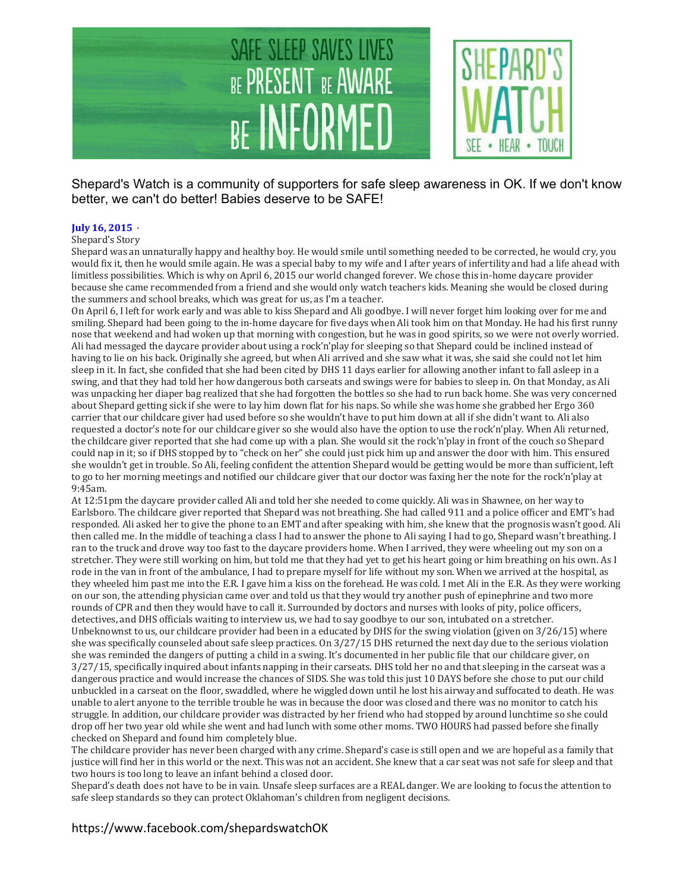SAFE SLEEP SAVES LIVES
BE PRESENT BE AWARE
BE INFORMED

SHEPARD'S WATCH
SEE • HEAR • TOUCH

Shepard's Watch is a community of supporters for safe sleep awareness in OK. If we don't know better, we can't do better! Babies deserve to be SAFE!

**July 16, 2015** ·

Shepard's Story

Shepard was an unnaturally happy and healthy boy. He would smile until something needed to be corrected, he would cry, you would fix it, then he would smile again. He was a special baby to my wife and I after years of infertility and had a life ahead with limitless possibilities. Which is why on April 6, 2015 our world changed forever. We chose this in-home daycare provider because she came recommended from a friend and she would only watch teachers kids. Meaning she would be closed during the summers and school breaks, which was great for us, as I'm a teacher.

On April 6, I left for work early and was able to kiss Shepard and Ali goodbye. I will never forget him looking over for me and smiling. Shepard had been going to the in-home daycare for five days when Ali took him on that Monday. He had his first runny nose that weekend and had woken up that morning with congestion, but he was in good spirits, so we were not overly worried. Ali had messaged the daycare provider about using a rock'n'play for sleeping so that Shepard could be inclined instead of having to lie on his back. Originally she agreed, but when Ali arrived and she saw what it was, she said she could not let him sleep in it. In fact, she confided that she had been cited by DHS 11 days earlier for allowing another infant to fall asleep in a swing, and that they had told her how dangerous both carseats and swings were for babies to sleep in. On that Monday, as Ali was unpacking her diaper bag realized that she had forgotten the bottles so she had to run back home. She was very concerned about Shepard getting sick if she were to lay him down flat for his naps. So while she was home she grabbed her Ergo 360 carrier that our childcare giver had used before so she wouldn't have to put him down at all if she didn't want to. Ali also requested a doctor's note for our childcare giver so she would also have the option to use the rock'n'play. When Ali returned, the childcare giver reported that she had come up with a plan. She would sit the rock'n'play in front of the couch so Shepard could nap in it; so if DHS stopped by to "check on her" she could just pick him up and answer the door with him. This ensured she wouldn't get in trouble. So Ali, feeling confident the attention Shepard would be getting would be more than sufficient, left to go to her morning meetings and notified our childcare giver that our doctor was faxing her the note for the rock'n'play at 9:45am.

At 12:51pm the daycare provider called Ali and told her she needed to come quickly. Ali was in Shawnee, on her way to Earlsboro. The childcare giver reported that Shepard was not breathing. She had called 911 and a police officer and EMT's had responded. Ali asked her to give the phone to an EMT and after speaking with him, she knew that the prognosis wasn't good. Ali then called me. In the middle of teaching a class I had to answer the phone to Ali saying I had to go, Shepard wasn't breathing. I ran to the truck and drove way too fast to the daycare providers home. When I arrived, they were wheeling out my son on a stretcher. They were still working on him, but told me that they had yet to get his heart going or him breathing on his own. As I rode in the van in front of the ambulance, I had to prepare myself for life without my son. When we arrived at the hospital, as they wheeled him past me into the E.R. I gave him a kiss on the forehead. He was cold. I met Ali in the E.R. As they were working on our son, the attending physician came over and told us that they would try another push of epinephrine and two more rounds of CPR and then they would have to call it. Surrounded by doctors and nurses with looks of pity, police officers, detectives, and DHS officials waiting to interview us, we had to say goodbye to our son, intubated on a stretcher.

Unbeknownst to us, our childcare provider had been in a educated by DHS for the swing violation (given on 3/26/15) where she was specifically counseled about safe sleep practices. On 3/27/15 DHS returned the next day due to the serious violation she was reminded the dangers of putting a child in a swing. It's documented in her public file that our childcare giver, on 3/27/15, specifically inquired about infants napping in their carseats. DHS told her no and that sleeping in the carseat was a dangerous practice and would increase the chances of SIDS. She was told this just 10 DAYS before she chose to put our child unbuckled in a carseat on the floor, swaddled, where he wiggled down until he lost his airway and suffocated to death. He was unable to alert anyone to the terrible trouble he was in because the door was closed and there was no monitor to catch his struggle. In addition, our childcare provider was distracted by her friend who had stopped by around lunchtime so she could drop off her two year old while she went and had lunch with some other moms. TWO HOURS had passed before she finally checked on Shepard and found him completely blue.

The childcare provider has never been charged with any crime. Shepard's case is still open and we are hopeful as a family that justice will find her in this world or the next. This was not an accident. She knew that a car seat was not safe for sleep and that two hours is too long to leave an infant behind a closed door.

Shepard's death does not have to be in vain. Unsafe sleep surfaces are a REAL danger. We are looking to focus the attention to safe sleep standards so they can protect Oklahoman's children from negligent decisions.

https://www.facebook.com/shepardswatchOK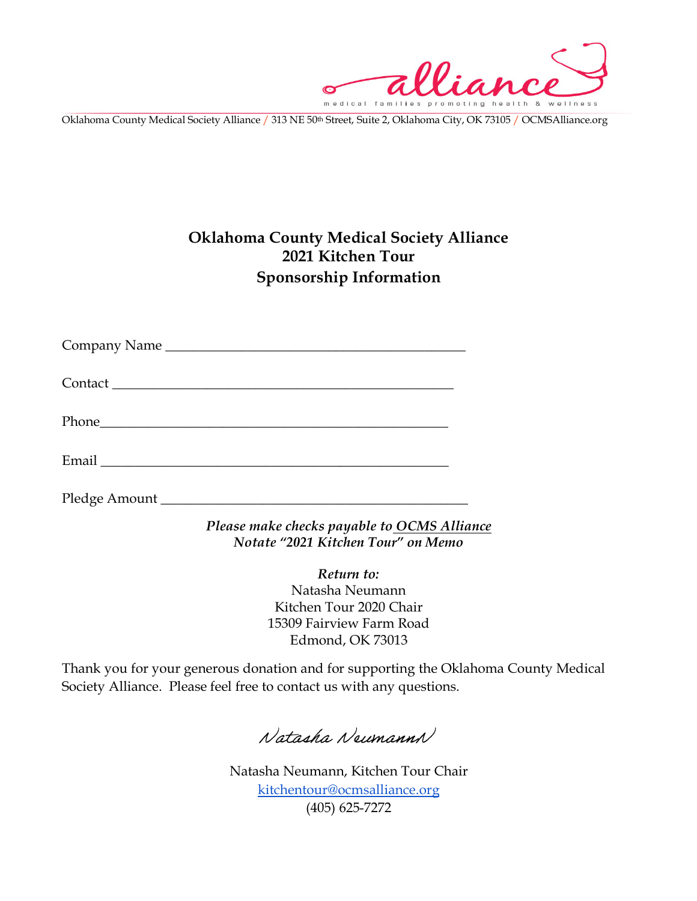Oklahoma County Medical Society Alliance / 313 NE 50th Street, Suite 2, Oklahoma City, OK 73105 / OCMSAlliance.org

# Oklahoma County Medical Society Alliance
## 2021 Kitchen Tour
## Sponsorship Information

Company Name ___________________________________________

Contact _________________________________________________

Phone__________________________________________________

Email __________________________________________________

Pledge Amount ____________________________________________

***Please make checks payable to OCMS Alliance***
***Notate "2021 Kitchen Tour" on Memo***

***Return to:***
Natasha Neumann
Kitchen Tour 2020 Chair
15309 Fairview Farm Road
Edmond, OK 73013

Thank you for your generous donation and for supporting the Oklahoma County Medical Society Alliance. Please feel free to contact us with any questions.

*Natasha Neumann*

Natasha Neumann, Kitchen Tour Chair
kitchentour@ocmsalliance.org
(405) 625-7272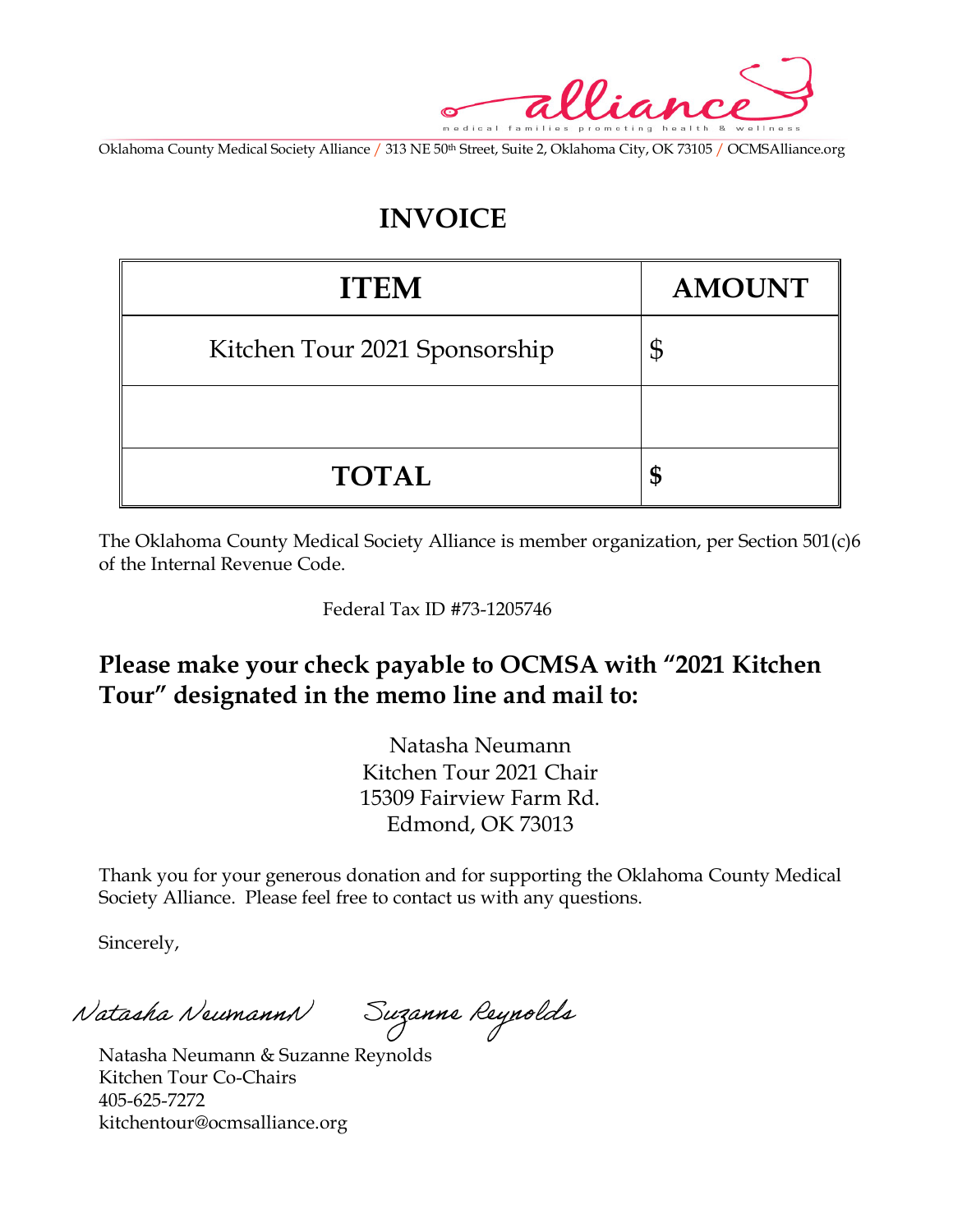alliance
medical families promoting health & wellness

Oklahoma County Medical Society Alliance / 313 NE 50th Street, Suite 2, Oklahoma City, OK 73105 / OCMSAlliance.org

# INVOICE

| ITEM | AMOUNT |
|---|---|
| Kitchen Tour 2021 Sponsorship | $ |
| | |
| **TOTAL** | **$** |

The Oklahoma County Medical Society Alliance is member organization, per Section 501(c)6 of the Internal Revenue Code.

Federal Tax ID #73-1205746

## Please make your check payable to OCMSA with "2021 Kitchen Tour" designated in the memo line and mail to:

Natasha Neumann
Kitchen Tour 2021 Chair
15309 Fairview Farm Rd.
Edmond, OK 73013

Thank you for your generous donation and for supporting the Oklahoma County Medical Society Alliance. Please feel free to contact us with any questions.

Sincerely,

*Natasha Neumann* *Suzanne Reynolds*

Natasha Neumann & Suzanne Reynolds
Kitchen Tour Co-Chairs
405-625-7272
kitchentour@ocmsalliance.org